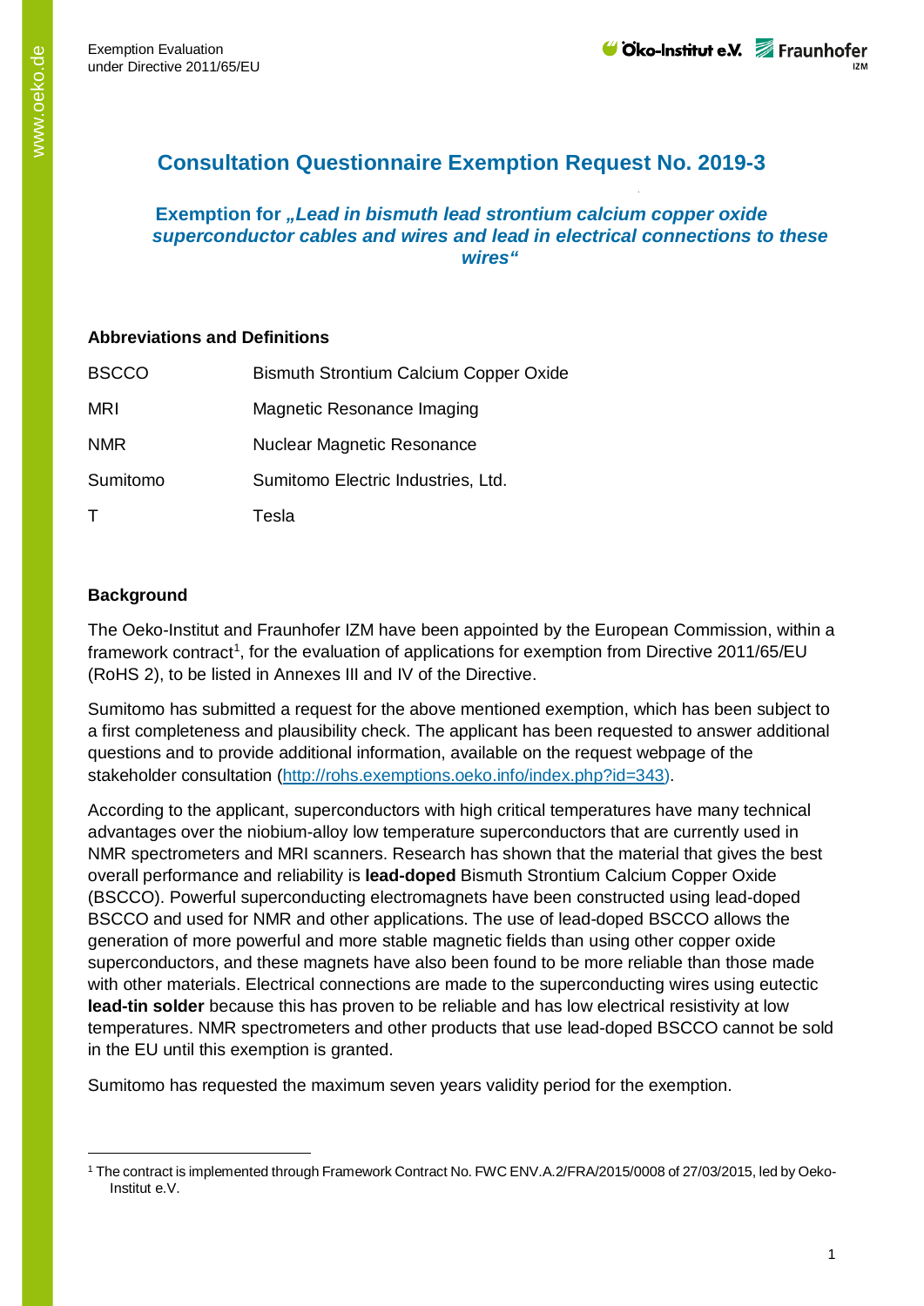# Consultation Questionnaire Exemption Request No. 2019-3

## Exemption for „*Lead in bismuth lead strontium calcium copper oxide superconductor cables and wires and lead in electrical connections to these wires*"

### Abbreviations and Definitions

| | |
|---|---|
| BSCCO | Bismuth Strontium Calcium Copper Oxide |
| MRI | Magnetic Resonance Imaging |
| NMR | Nuclear Magnetic Resonance |
| Sumitomo | Sumitomo Electric Industries, Ltd. |
| T | Tesla |

### Background

The Oeko-Institut and Fraunhofer IZM have been appointed by the European Commission, within a framework contract[1], for the evaluation of applications for exemption from Directive 2011/65/EU (RoHS 2), to be listed in Annexes III and IV of the Directive.

Sumitomo has submitted a request for the above mentioned exemption, which has been subject to a first completeness and plausibility check. The applicant has been requested to answer additional questions and to provide additional information, available on the request webpage of the stakeholder consultation (http://rohs.exemptions.oeko.info/index.php?id=343).

According to the applicant, superconductors with high critical temperatures have many technical advantages over the niobium-alloy low temperature superconductors that are currently used in NMR spectrometers and MRI scanners. Research has shown that the material that gives the best overall performance and reliability is **lead-doped** Bismuth Strontium Calcium Copper Oxide (BSCCO). Powerful superconducting electromagnets have been constructed using lead-doped BSCCO and used for NMR and other applications. The use of lead-doped BSCCO allows the generation of more powerful and more stable magnetic fields than using other copper oxide superconductors, and these magnets have also been found to be more reliable than those made with other materials. Electrical connections are made to the superconducting wires using eutectic **lead-tin solder** because this has proven to be reliable and has low electrical resistivity at low temperatures. NMR spectrometers and other products that use lead-doped BSCCO cannot be sold in the EU until this exemption is granted.

Sumitomo has requested the maximum seven years validity period for the exemption.

---

[1] The contract is implemented through Framework Contract No. FWC ENV.A.2/FRA/2015/0008 of 27/03/2015, led by Oeko-Institut e.V.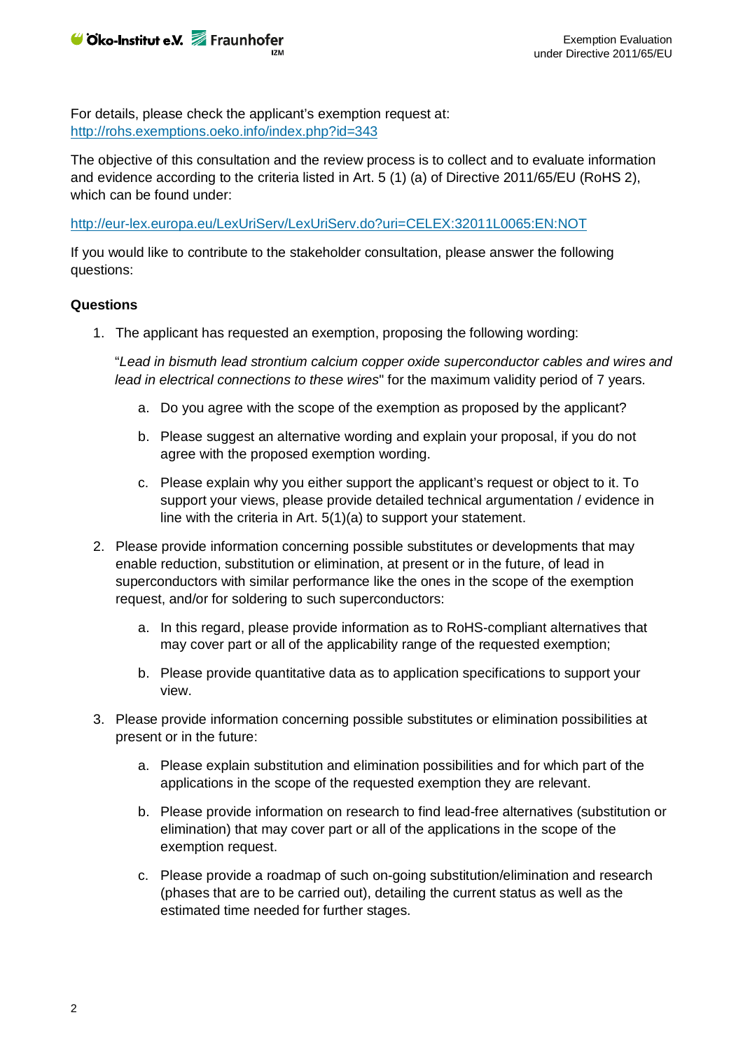For details, please check the applicant's exemption request at: [http://rohs.exemptions.oeko.info/index.php?id=343](http://rohs.exemptions.oeko.info/index.php?id=343)

The objective of this consultation and the review process is to collect and to evaluate information and evidence according to the criteria listed in Art. 5 (1) (a) of Directive 2011/65/EU (RoHS 2), which can be found under:

[http://eur-lex.europa.eu/LexUriServ/LexUriServ.do?uri=CELEX:32011L0065:EN:NOT](http://eur-lex.europa.eu/LexUriServ/LexUriServ.do?uri=CELEX:32011L0065:EN:NOT)

If you would like to contribute to the stakeholder consultation, please answer the following questions:

**Questions**

1. The applicant has requested an exemption, proposing the following wording:

   "*Lead in bismuth lead strontium calcium copper oxide superconductor cables and wires and lead in electrical connections to these wires*" for the maximum validity period of 7 years.

   a. Do you agree with the scope of the exemption as proposed by the applicant?

   b. Please suggest an alternative wording and explain your proposal, if you do not agree with the proposed exemption wording.

   c. Please explain why you either support the applicant's request or object to it. To support your views, please provide detailed technical argumentation / evidence in line with the criteria in Art. 5(1)(a) to support your statement.

2. Please provide information concerning possible substitutes or developments that may enable reduction, substitution or elimination, at present or in the future, of lead in superconductors with similar performance like the ones in the scope of the exemption request, and/or for soldering to such superconductors:

   a. In this regard, please provide information as to RoHS-compliant alternatives that may cover part or all of the applicability range of the requested exemption;

   b. Please provide quantitative data as to application specifications to support your view.

3. Please provide information concerning possible substitutes or elimination possibilities at present or in the future:

   a. Please explain substitution and elimination possibilities and for which part of the applications in the scope of the requested exemption they are relevant.

   b. Please provide information on research to find lead-free alternatives (substitution or elimination) that may cover part or all of the applications in the scope of the exemption request.

   c. Please provide a roadmap of such on-going substitution/elimination and research (phases that are to be carried out), detailing the current status as well as the estimated time needed for further stages.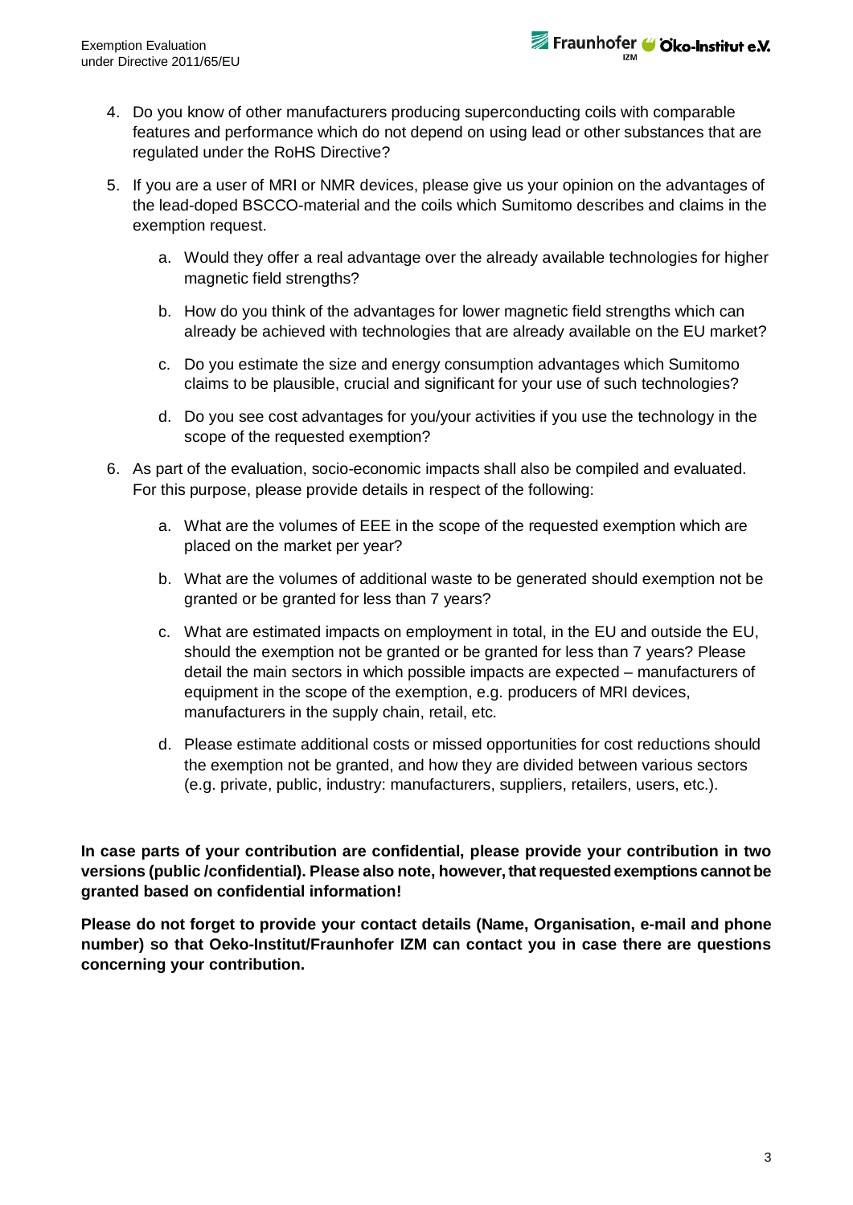4. Do you know of other manufacturers producing superconducting coils with comparable features and performance which do not depend on using lead or other substances that are regulated under the RoHS Directive?

5. If you are a user of MRI or NMR devices, please give us your opinion on the advantages of the lead-doped BSCCO-material and the coils which Sumitomo describes and claims in the exemption request.

   a. Would they offer a real advantage over the already available technologies for higher magnetic field strengths?

   b. How do you think of the advantages for lower magnetic field strengths which can already be achieved with technologies that are already available on the EU market?

   c. Do you estimate the size and energy consumption advantages which Sumitomo claims to be plausible, crucial and significant for your use of such technologies?

   d. Do you see cost advantages for you/your activities if you use the technology in the scope of the requested exemption?

6. As part of the evaluation, socio-economic impacts shall also be compiled and evaluated. For this purpose, please provide details in respect of the following:

   a. What are the volumes of EEE in the scope of the requested exemption which are placed on the market per year?

   b. What are the volumes of additional waste to be generated should exemption not be granted or be granted for less than 7 years?

   c. What are estimated impacts on employment in total, in the EU and outside the EU, should the exemption not be granted or be granted for less than 7 years? Please detail the main sectors in which possible impacts are expected – manufacturers of equipment in the scope of the exemption, e.g. producers of MRI devices, manufacturers in the supply chain, retail, etc.

   d. Please estimate additional costs or missed opportunities for cost reductions should the exemption not be granted, and how they are divided between various sectors (e.g. private, public, industry: manufacturers, suppliers, retailers, users, etc.).

**In case parts of your contribution are confidential, please provide your contribution in two versions (public /confidential). Please also note, however, that requested exemptions cannot be granted based on confidential information!**

**Please do not forget to provide your contact details (Name, Organisation, e-mail and phone number) so that Oeko-Institut/Fraunhofer IZM can contact you in case there are questions concerning your contribution.**